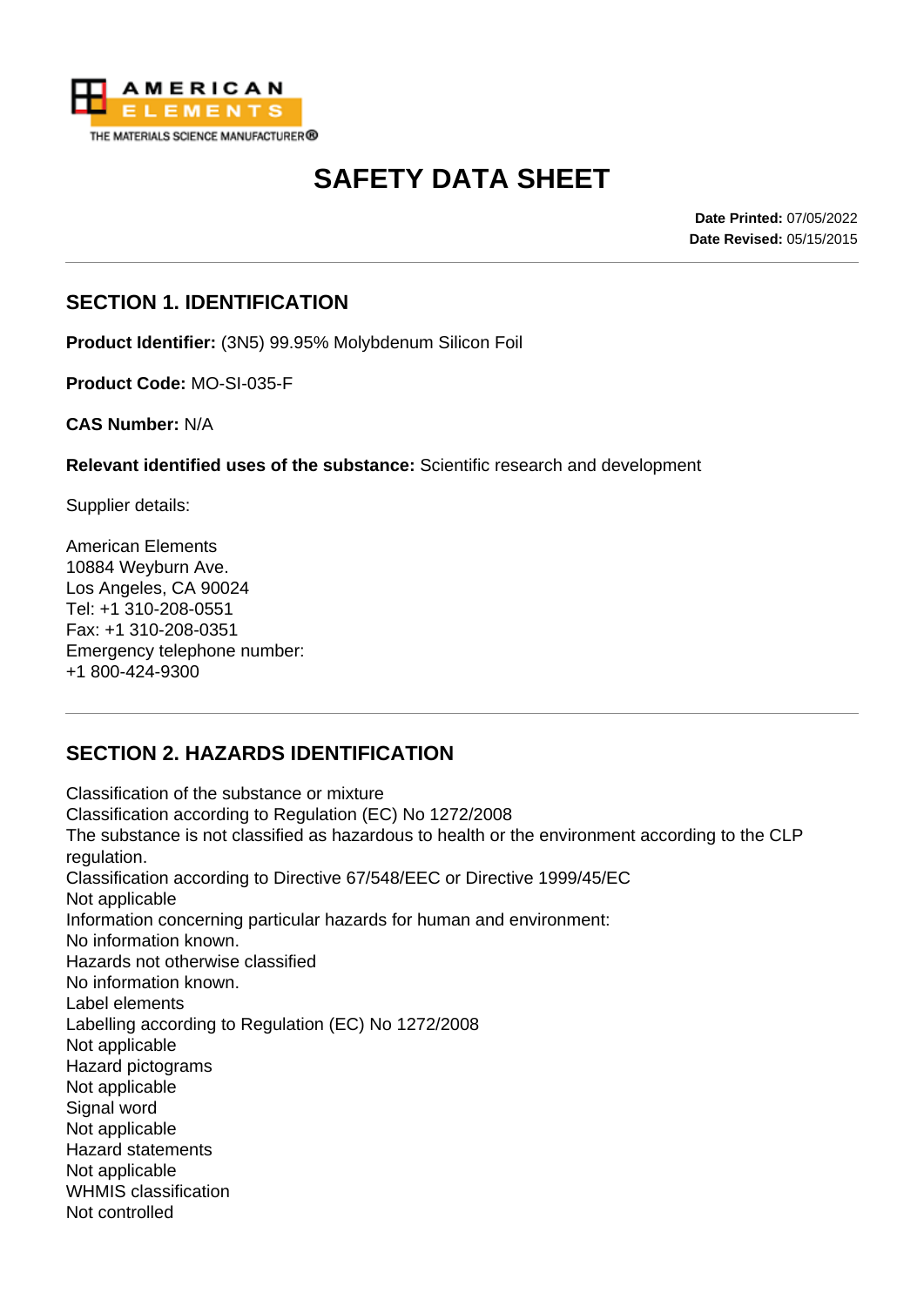# SAFETY DATA SHEET

**Date Printed:** 07/05/2022
**Date Revised:** 05/15/2015

## SECTION 1. IDENTIFICATION

**Product Identifier:** (3N5) 99.95% Molybdenum Silicon Foil

**Product Code:** MO-SI-035-F

**CAS Number:** N/A

**Relevant identified uses of the substance:** Scientific research and development

Supplier details:

American Elements
10884 Weyburn Ave.
Los Angeles, CA 90024
Tel: +1 310-208-0551
Fax: +1 310-208-0351
Emergency telephone number:
+1 800-424-9300

## SECTION 2. HAZARDS IDENTIFICATION

Classification of the substance or mixture
Classification according to Regulation (EC) No 1272/2008
The substance is not classified as hazardous to health or the environment according to the CLP regulation.
Classification according to Directive 67/548/EEC or Directive 1999/45/EC
Not applicable
Information concerning particular hazards for human and environment:
No information known.
Hazards not otherwise classified
No information known.
Label elements
Labelling according to Regulation (EC) No 1272/2008
Not applicable
Hazard pictograms
Not applicable
Signal word
Not applicable
Hazard statements
Not applicable
WHMIS classification
Not controlled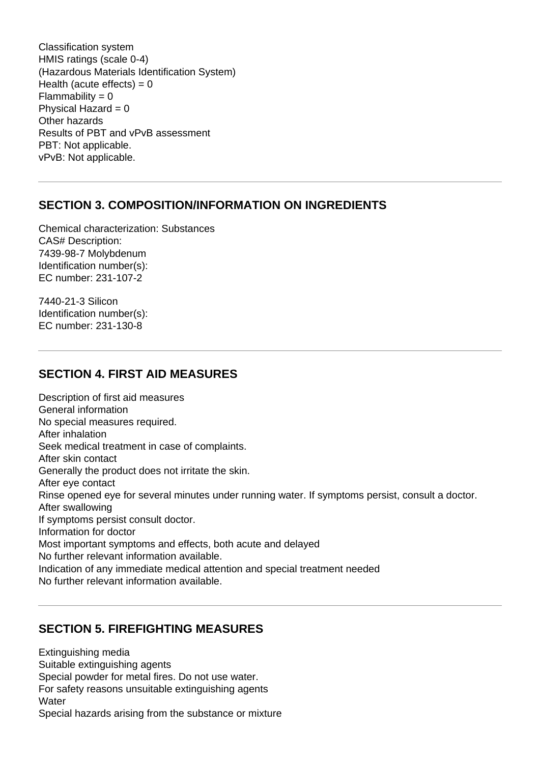Classification system
HMIS ratings (scale 0-4)
(Hazardous Materials Identification System)
Health (acute effects) = 0
Flammability = 0
Physical Hazard = 0
Other hazards
Results of PBT and vPvB assessment
PBT: Not applicable.
vPvB: Not applicable.

---

## SECTION 3. COMPOSITION/INFORMATION ON INGREDIENTS

Chemical characterization: Substances
CAS# Description:
7439-98-7 Molybdenum
Identification number(s):
EC number: 231-107-2

7440-21-3 Silicon
Identification number(s):
EC number: 231-130-8

---

## SECTION 4. FIRST AID MEASURES

Description of first aid measures
General information
No special measures required.
After inhalation
Seek medical treatment in case of complaints.
After skin contact
Generally the product does not irritate the skin.
After eye contact
Rinse opened eye for several minutes under running water. If symptoms persist, consult a doctor.
After swallowing
If symptoms persist consult doctor.
Information for doctor
Most important symptoms and effects, both acute and delayed
No further relevant information available.
Indication of any immediate medical attention and special treatment needed
No further relevant information available.

---

## SECTION 5. FIREFIGHTING MEASURES

Extinguishing media
Suitable extinguishing agents
Special powder for metal fires. Do not use water.
For safety reasons unsuitable extinguishing agents
Water
Special hazards arising from the substance or mixture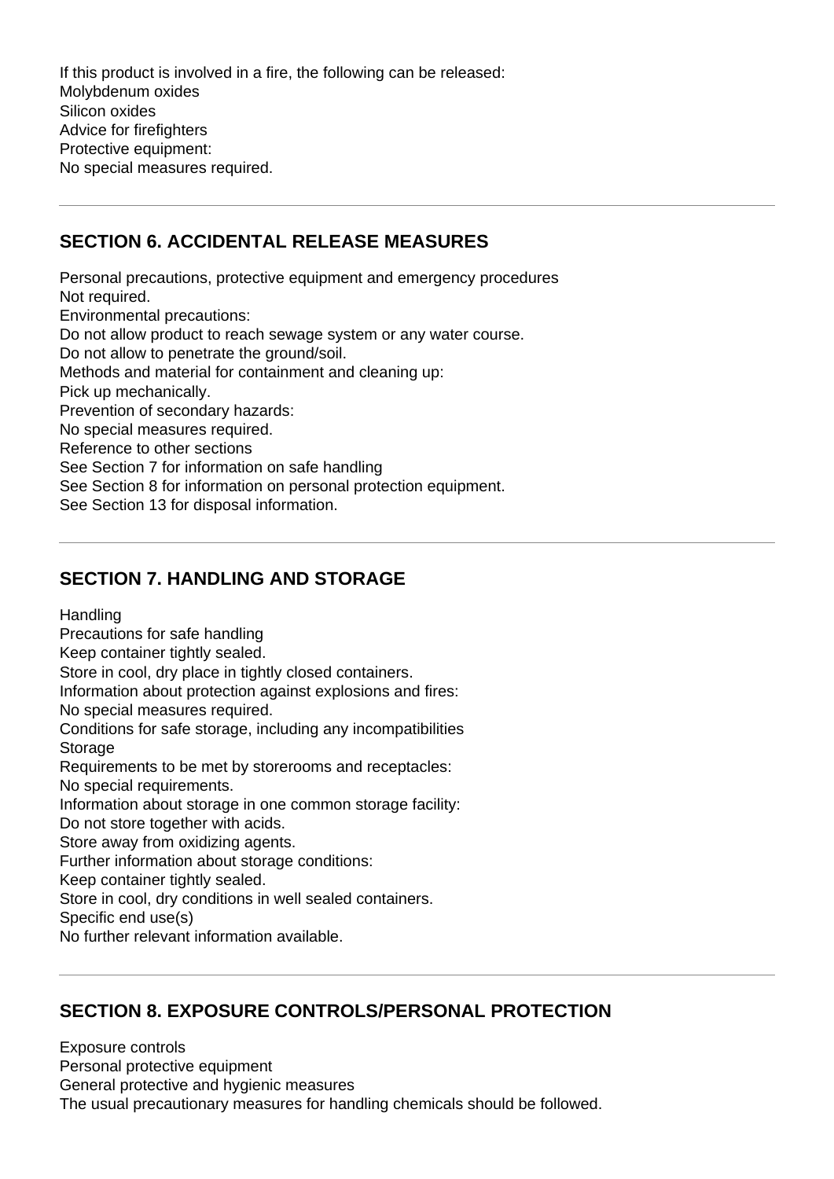If this product is involved in a fire, the following can be released:
Molybdenum oxides
Silicon oxides
Advice for firefighters
Protective equipment:
No special measures required.

---

## SECTION 6. ACCIDENTAL RELEASE MEASURES

Personal precautions, protective equipment and emergency procedures
Not required.
Environmental precautions:
Do not allow product to reach sewage system or any water course.
Do not allow to penetrate the ground/soil.
Methods and material for containment and cleaning up:
Pick up mechanically.
Prevention of secondary hazards:
No special measures required.
Reference to other sections
See Section 7 for information on safe handling
See Section 8 for information on personal protection equipment.
See Section 13 for disposal information.

---

## SECTION 7. HANDLING AND STORAGE

Handling
Precautions for safe handling
Keep container tightly sealed.
Store in cool, dry place in tightly closed containers.
Information about protection against explosions and fires:
No special measures required.
Conditions for safe storage, including any incompatibilities
Storage
Requirements to be met by storerooms and receptacles:
No special requirements.
Information about storage in one common storage facility:
Do not store together with acids.
Store away from oxidizing agents.
Further information about storage conditions:
Keep container tightly sealed.
Store in cool, dry conditions in well sealed containers.
Specific end use(s)
No further relevant information available.

---

## SECTION 8. EXPOSURE CONTROLS/PERSONAL PROTECTION

Exposure controls
Personal protective equipment
General protective and hygienic measures
The usual precautionary measures for handling chemicals should be followed.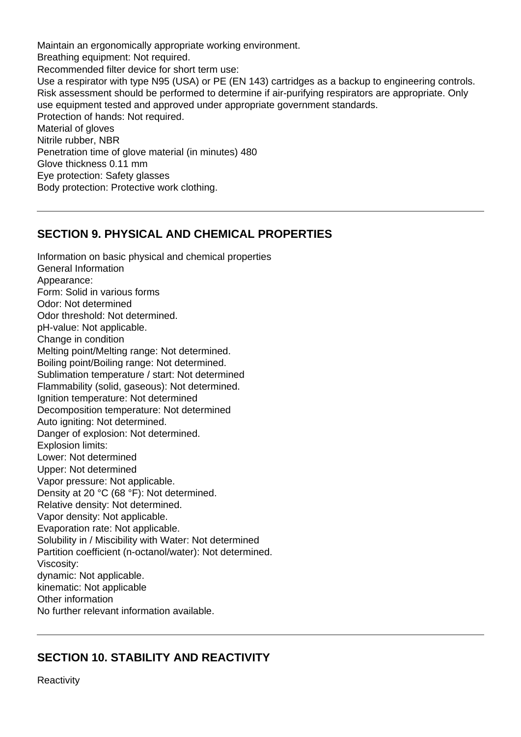Maintain an ergonomically appropriate working environment.
Breathing equipment: Not required.
Recommended filter device for short term use:
Use a respirator with type N95 (USA) or PE (EN 143) cartridges as a backup to engineering controls.
Risk assessment should be performed to determine if air-purifying respirators are appropriate. Only use equipment tested and approved under appropriate government standards.
Protection of hands: Not required.
Material of gloves
Nitrile rubber, NBR
Penetration time of glove material (in minutes) 480
Glove thickness 0.11 mm
Eye protection: Safety glasses
Body protection: Protective work clothing.

---

## SECTION 9. PHYSICAL AND CHEMICAL PROPERTIES

Information on basic physical and chemical properties
General Information
Appearance:
Form: Solid in various forms
Odor: Not determined
Odor threshold: Not determined.
pH-value: Not applicable.
Change in condition
Melting point/Melting range: Not determined.
Boiling point/Boiling range: Not determined.
Sublimation temperature / start: Not determined
Flammability (solid, gaseous): Not determined.
Ignition temperature: Not determined
Decomposition temperature: Not determined
Auto igniting: Not determined.
Danger of explosion: Not determined.
Explosion limits:
Lower: Not determined
Upper: Not determined
Vapor pressure: Not applicable.
Density at 20 °C (68 °F): Not determined.
Relative density: Not determined.
Vapor density: Not applicable.
Evaporation rate: Not applicable.
Solubility in / Miscibility with Water: Not determined
Partition coefficient (n-octanol/water): Not determined.
Viscosity:
dynamic: Not applicable.
kinematic: Not applicable
Other information
No further relevant information available.

---

## SECTION 10. STABILITY AND REACTIVITY

Reactivity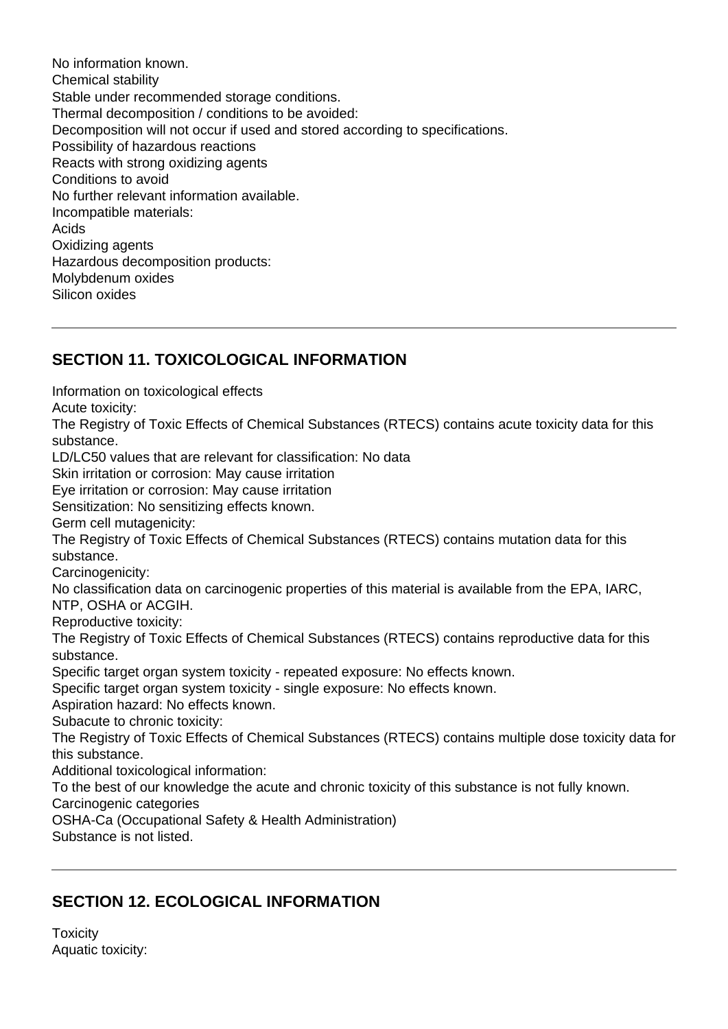No information known.
Chemical stability
Stable under recommended storage conditions.
Thermal decomposition / conditions to be avoided:
Decomposition will not occur if used and stored according to specifications.
Possibility of hazardous reactions
Reacts with strong oxidizing agents
Conditions to avoid
No further relevant information available.
Incompatible materials:
Acids
Oxidizing agents
Hazardous decomposition products:
Molybdenum oxides
Silicon oxides

---

## SECTION 11. TOXICOLOGICAL INFORMATION

Information on toxicological effects
Acute toxicity:
The Registry of Toxic Effects of Chemical Substances (RTECS) contains acute toxicity data for this substance.
LD/LC50 values that are relevant for classification: No data
Skin irritation or corrosion: May cause irritation
Eye irritation or corrosion: May cause irritation
Sensitization: No sensitizing effects known.
Germ cell mutagenicity:
The Registry of Toxic Effects of Chemical Substances (RTECS) contains mutation data for this substance.
Carcinogenicity:
No classification data on carcinogenic properties of this material is available from the EPA, IARC, NTP, OSHA or ACGIH.
Reproductive toxicity:
The Registry of Toxic Effects of Chemical Substances (RTECS) contains reproductive data for this substance.
Specific target organ system toxicity - repeated exposure: No effects known.
Specific target organ system toxicity - single exposure: No effects known.
Aspiration hazard: No effects known.
Subacute to chronic toxicity:
The Registry of Toxic Effects of Chemical Substances (RTECS) contains multiple dose toxicity data for this substance.
Additional toxicological information:
To the best of our knowledge the acute and chronic toxicity of this substance is not fully known.
Carcinogenic categories
OSHA-Ca (Occupational Safety & Health Administration)
Substance is not listed.

---

## SECTION 12. ECOLOGICAL INFORMATION

Toxicity
Aquatic toxicity: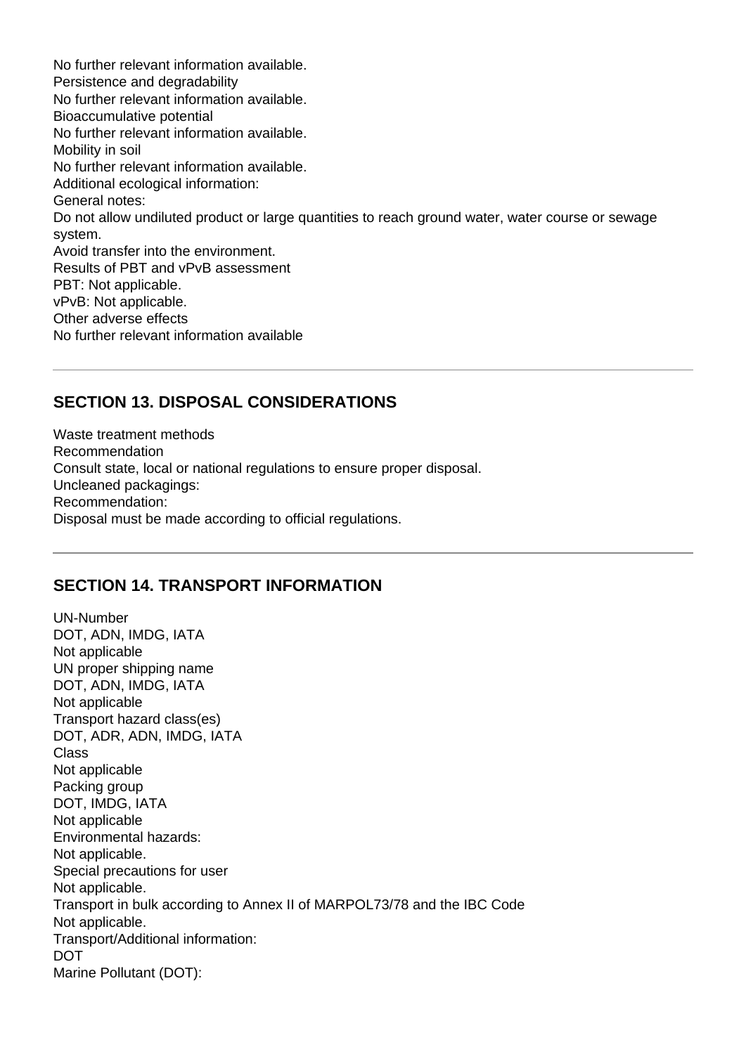No further relevant information available.
Persistence and degradability
No further relevant information available.
Bioaccumulative potential
No further relevant information available.
Mobility in soil
No further relevant information available.
Additional ecological information:
General notes:
Do not allow undiluted product or large quantities to reach ground water, water course or sewage system.
Avoid transfer into the environment.
Results of PBT and vPvB assessment
PBT: Not applicable.
vPvB: Not applicable.
Other adverse effects
No further relevant information available

---

## SECTION 13. DISPOSAL CONSIDERATIONS

Waste treatment methods
Recommendation
Consult state, local or national regulations to ensure proper disposal.
Uncleaned packagings:
Recommendation:
Disposal must be made according to official regulations.

---

## SECTION 14. TRANSPORT INFORMATION

UN-Number
DOT, ADN, IMDG, IATA
Not applicable
UN proper shipping name
DOT, ADN, IMDG, IATA
Not applicable
Transport hazard class(es)
DOT, ADR, ADN, IMDG, IATA
Class
Not applicable
Packing group
DOT, IMDG, IATA
Not applicable
Environmental hazards:
Not applicable.
Special precautions for user
Not applicable.
Transport in bulk according to Annex II of MARPOL73/78 and the IBC Code
Not applicable.
Transport/Additional information:
DOT
Marine Pollutant (DOT):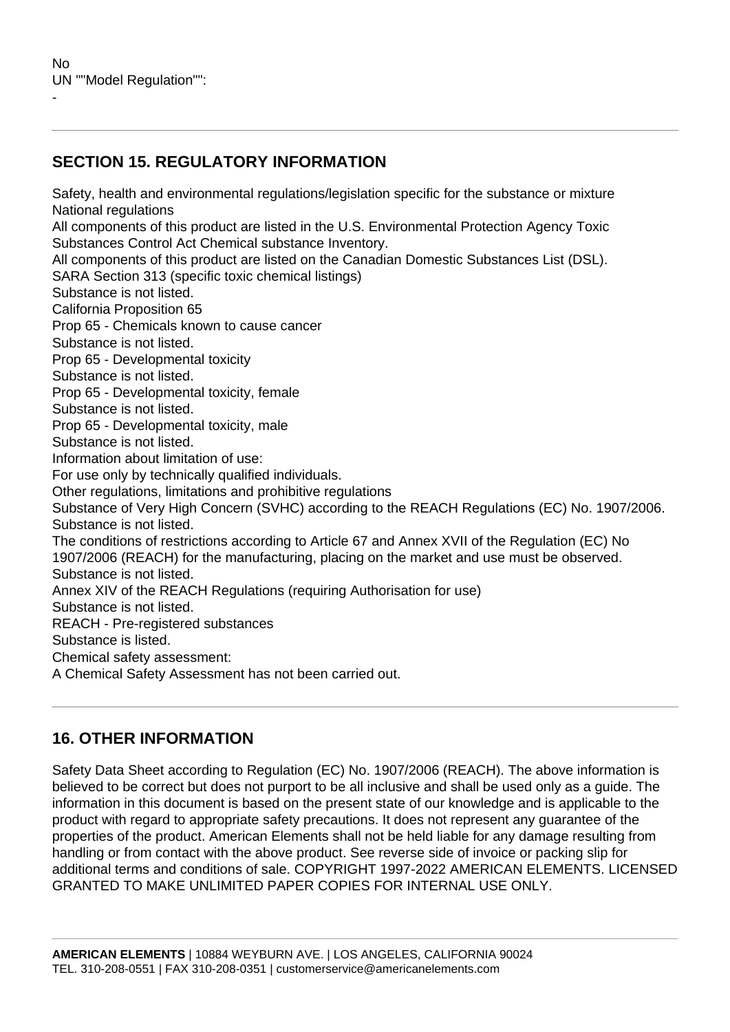No
UN ""Model Regulation"":
-

## SECTION 15. REGULATORY INFORMATION

Safety, health and environmental regulations/legislation specific for the substance or mixture
National regulations
All components of this product are listed in the U.S. Environmental Protection Agency Toxic Substances Control Act Chemical substance Inventory.
All components of this product are listed on the Canadian Domestic Substances List (DSL).
SARA Section 313 (specific toxic chemical listings)
Substance is not listed.
California Proposition 65
Prop 65 - Chemicals known to cause cancer
Substance is not listed.
Prop 65 - Developmental toxicity
Substance is not listed.
Prop 65 - Developmental toxicity, female
Substance is not listed.
Prop 65 - Developmental toxicity, male
Substance is not listed.
Information about limitation of use:
For use only by technically qualified individuals.
Other regulations, limitations and prohibitive regulations
Substance of Very High Concern (SVHC) according to the REACH Regulations (EC) No. 1907/2006.
Substance is not listed.
The conditions of restrictions according to Article 67 and Annex XVII of the Regulation (EC) No 1907/2006 (REACH) for the manufacturing, placing on the market and use must be observed.
Substance is not listed.
Annex XIV of the REACH Regulations (requiring Authorisation for use)
Substance is not listed.
REACH - Pre-registered substances
Substance is listed.
Chemical safety assessment:
A Chemical Safety Assessment has not been carried out.

## 16. OTHER INFORMATION

Safety Data Sheet according to Regulation (EC) No. 1907/2006 (REACH). The above information is believed to be correct but does not purport to be all inclusive and shall be used only as a guide. The information in this document is based on the present state of our knowledge and is applicable to the product with regard to appropriate safety precautions. It does not represent any guarantee of the properties of the product. American Elements shall not be held liable for any damage resulting from handling or from contact with the above product. See reverse side of invoice or packing slip for additional terms and conditions of sale. COPYRIGHT 1997-2022 AMERICAN ELEMENTS. LICENSED GRANTED TO MAKE UNLIMITED PAPER COPIES FOR INTERNAL USE ONLY.